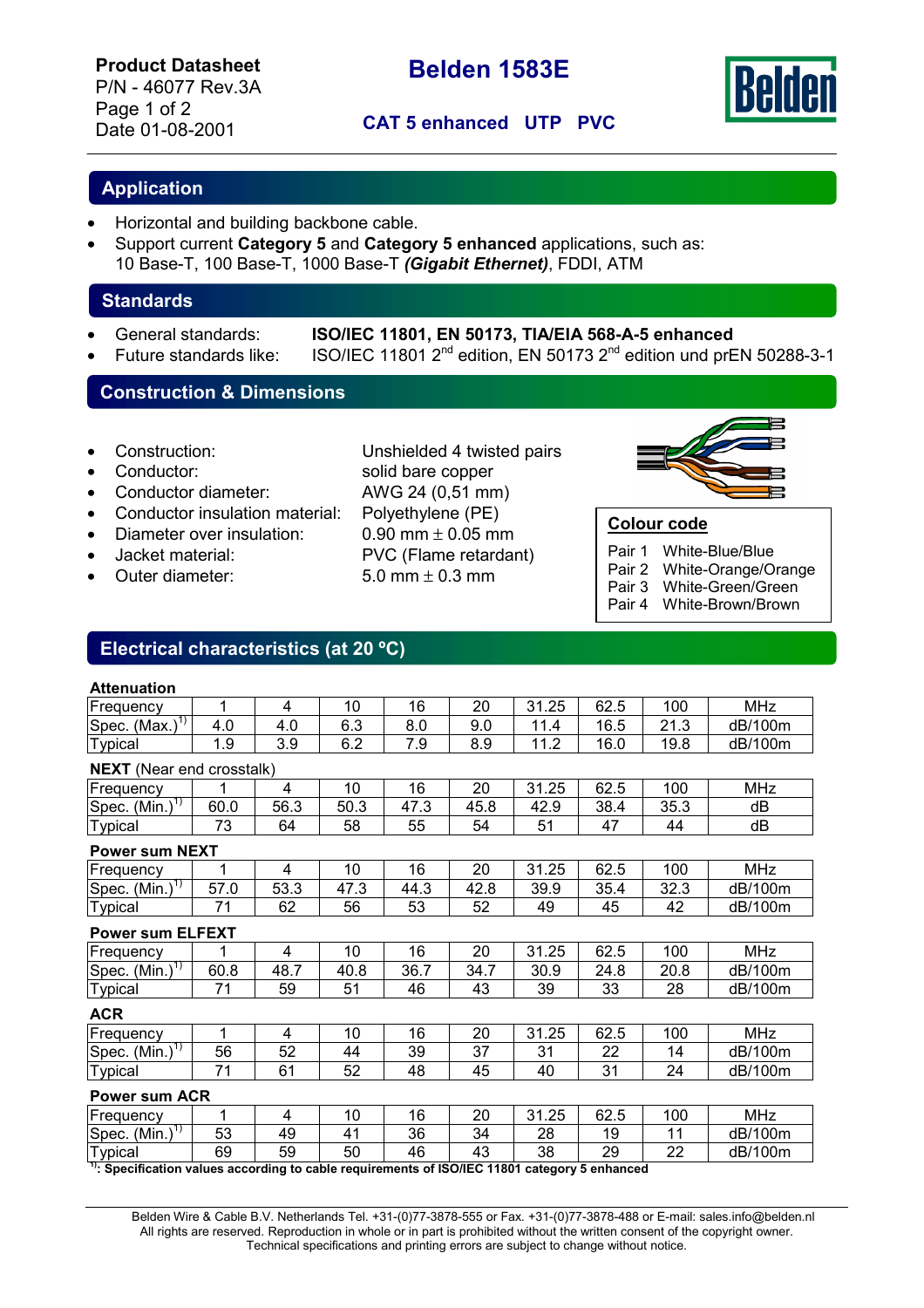**Product Datasheet**
P/N - 46077 Rev.3A
Page 1 of 2
Date 01-08-2001

# Belden 1583E

**CAT 5 enhanced UTP PVC**

## Application

- Horizontal and building backbone cable.
- Support current **Category 5** and **Category 5 enhanced** applications, such as:
  10 Base-T, 100 Base-T, 1000 Base-T ***(Gigabit Ethernet)***, FDDI, ATM

## Standards

- General standards: **ISO/IEC 11801, EN 50173, TIA/EIA 568-A-5 enhanced**
- Future standards like: ISO/IEC 11801 2nd edition, EN 50173 2nd edition und prEN 50288-3-1

## Construction & Dimensions

- Construction: Unshielded 4 twisted pairs
- Conductor: solid bare copper
- Conductor diameter: AWG 24 (0,51 mm)
- Conductor insulation material: Polyethylene (PE)
- Diameter over insulation: 0.90 mm ± 0.05 mm
- Jacket material: PVC (Flame retardant)
- Outer diameter: 5.0 mm ± 0.3 mm

**Colour code**

| Pair | Colour |
|---|---|
| Pair 1 | White-Blue/Blue |
| Pair 2 | White-Orange/Orange |
| Pair 3 | White-Green/Green |
| Pair 4 | White-Brown/Brown |

## Electrical characteristics (at 20 °C)

**Attenuation**

| Frequency | 1 | 4 | 10 | 16 | 20 | 31.25 | 62.5 | 100 | MHz |
|---|---|---|---|---|---|---|---|---|---|
| Spec. (Max.)[1] | 4.0 | 4.0 | 6.3 | 8.0 | 9.0 | 11.4 | 16.5 | 21.3 | dB/100m |
| Typical | 1.9 | 3.9 | 6.2 | 7.9 | 8.9 | 11.2 | 16.0 | 19.8 | dB/100m |

**NEXT** (Near end crosstalk)

| Frequency | 1 | 4 | 10 | 16 | 20 | 31.25 | 62.5 | 100 | MHz |
|---|---|---|---|---|---|---|---|---|---|
| Spec. (Min.)[1] | 60.0 | 56.3 | 50.3 | 47.3 | 45.8 | 42.9 | 38.4 | 35.3 | dB |
| Typical | 73 | 64 | 58 | 55 | 54 | 51 | 47 | 44 | dB |

**Power sum NEXT**

| Frequency | 1 | 4 | 10 | 16 | 20 | 31.25 | 62.5 | 100 | MHz |
|---|---|---|---|---|---|---|---|---|---|
| Spec. (Min.)[1] | 57.0 | 53.3 | 47.3 | 44.3 | 42.8 | 39.9 | 35.4 | 32.3 | dB/100m |
| Typical | 71 | 62 | 56 | 53 | 52 | 49 | 45 | 42 | dB/100m |

**Power sum ELFEXT**

| Frequency | 1 | 4 | 10 | 16 | 20 | 31.25 | 62.5 | 100 | MHz |
|---|---|---|---|---|---|---|---|---|---|
| Spec. (Min.)[1] | 60.8 | 48.7 | 40.8 | 36.7 | 34.7 | 30.9 | 24.8 | 20.8 | dB/100m |
| Typical | 71 | 59 | 51 | 46 | 43 | 39 | 33 | 28 | dB/100m |

**ACR**

| Frequency | 1 | 4 | 10 | 16 | 20 | 31.25 | 62.5 | 100 | MHz |
|---|---|---|---|---|---|---|---|---|---|
| Spec. (Min.)[1] | 56 | 52 | 44 | 39 | 37 | 31 | 22 | 14 | dB/100m |
| Typical | 71 | 61 | 52 | 48 | 45 | 40 | 31 | 24 | dB/100m |

**Power sum ACR**

| Frequency | 1 | 4 | 10 | 16 | 20 | 31.25 | 62.5 | 100 | MHz |
|---|---|---|---|---|---|---|---|---|---|
| Spec. (Min.)[1] | 53 | 49 | 41 | 36 | 34 | 28 | 19 | 11 | dB/100m |
| Typical | 69 | 59 | 50 | 46 | 43 | 38 | 29 | 22 | dB/100m |

**[1]: Specification values according to cable requirements of ISO/IEC 11801 category 5 enhanced**

Belden Wire & Cable B.V. Netherlands Tel. +31-(0)77-3878-555 or Fax. +31-(0)77-3878-488 or E-mail: sales.info@belden.nl
All rights are reserved. Reproduction in whole or in part is prohibited without the written consent of the copyright owner.
Technical specifications and printing errors are subject to change without notice.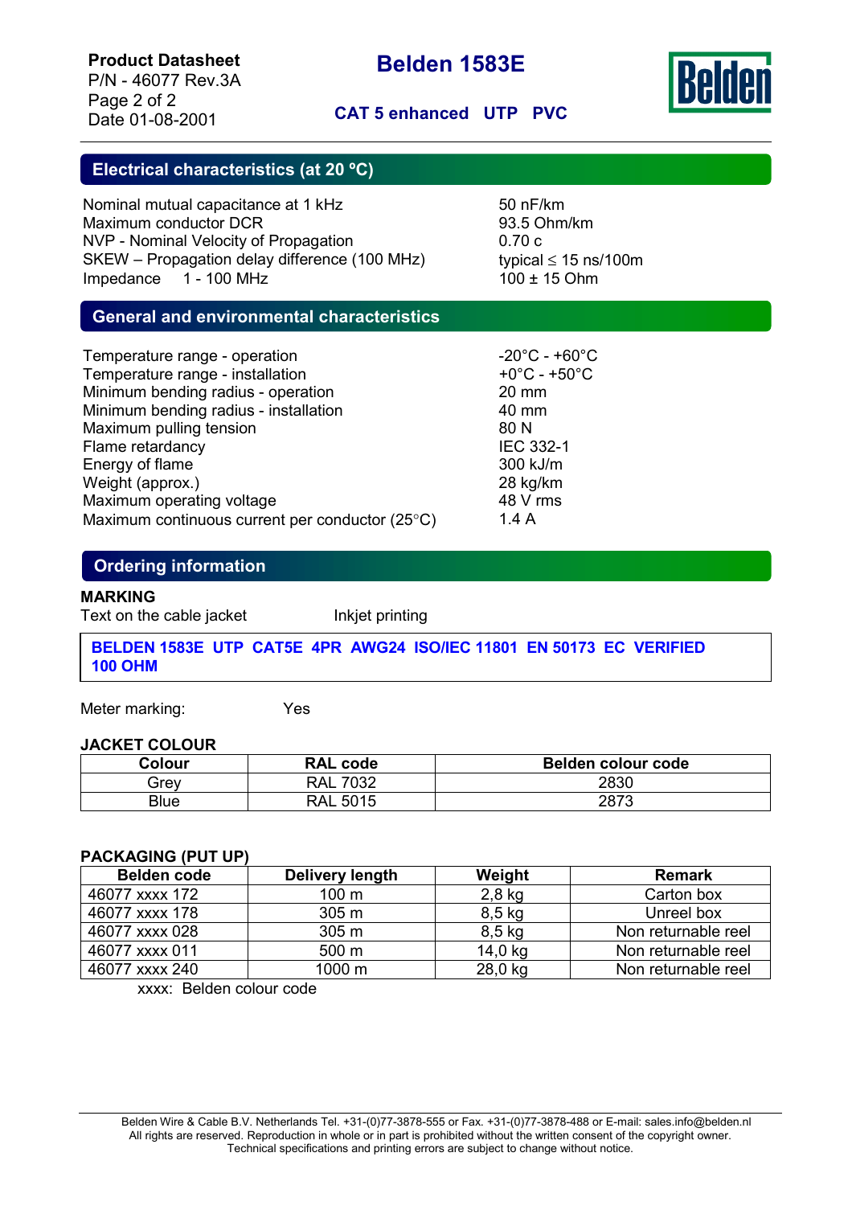**Product Datasheet**
P/N - 46077 Rev.3A
Page 2 of 2
Date 01-08-2001

# Belden 1583E

**CAT 5 enhanced UTP PVC**

## Electrical characteristics (at 20 ºC)

| | |
|---|---|
| Nominal mutual capacitance at 1 kHz | 50 nF/km |
| Maximum conductor DCR | 93.5 Ohm/km |
| NVP - Nominal Velocity of Propagation | 0.70 c |
| SKEW – Propagation delay difference (100 MHz) | typical ≤ 15 ns/100m |
| Impedance 1 - 100 MHz | 100 ± 15 Ohm |

## General and environmental characteristics

| | |
|---|---|
| Temperature range - operation | -20°C - +60°C |
| Temperature range - installation | +0°C - +50°C |
| Minimum bending radius - operation | 20 mm |
| Minimum bending radius - installation | 40 mm |
| Maximum pulling tension | 80 N |
| Flame retardancy | IEC 332-1 |
| Energy of flame | 300 kJ/m |
| Weight (approx.) | 28 kg/km |
| Maximum operating voltage | 48 V rms |
| Maximum continuous current per conductor (25°C) | 1.4 A |

## Ordering information

**MARKING**

Text on the cable jacket Inkjet printing

**BELDEN 1583E UTP CAT5E 4PR AWG24 ISO/IEC 11801 EN 50173 EC VERIFIED 100 OHM**

Meter marking: Yes

**JACKET COLOUR**

| Colour | RAL code | Belden colour code |
|---|---|---|
| Grey | RAL 7032 | 2830 |
| Blue | RAL 5015 | 2873 |

**PACKAGING (PUT UP)**

| Belden code | Delivery length | Weight | Remark |
|---|---|---|---|
| 46077 xxxx 172 | 100 m | 2,8 kg | Carton box |
| 46077 xxxx 178 | 305 m | 8,5 kg | Unreel box |
| 46077 xxxx 028 | 305 m | 8,5 kg | Non returnable reel |
| 46077 xxxx 011 | 500 m | 14,0 kg | Non returnable reel |
| 46077 xxxx 240 | 1000 m | 28,0 kg | Non returnable reel |

xxxx: Belden colour code

Belden Wire & Cable B.V. Netherlands Tel. +31-(0)77-3878-555 or Fax. +31-(0)77-3878-488 or E-mail: sales.info@belden.nl
All rights are reserved. Reproduction in whole or in part is prohibited without the written consent of the copyright owner.
Technical specifications and printing errors are subject to change without notice.